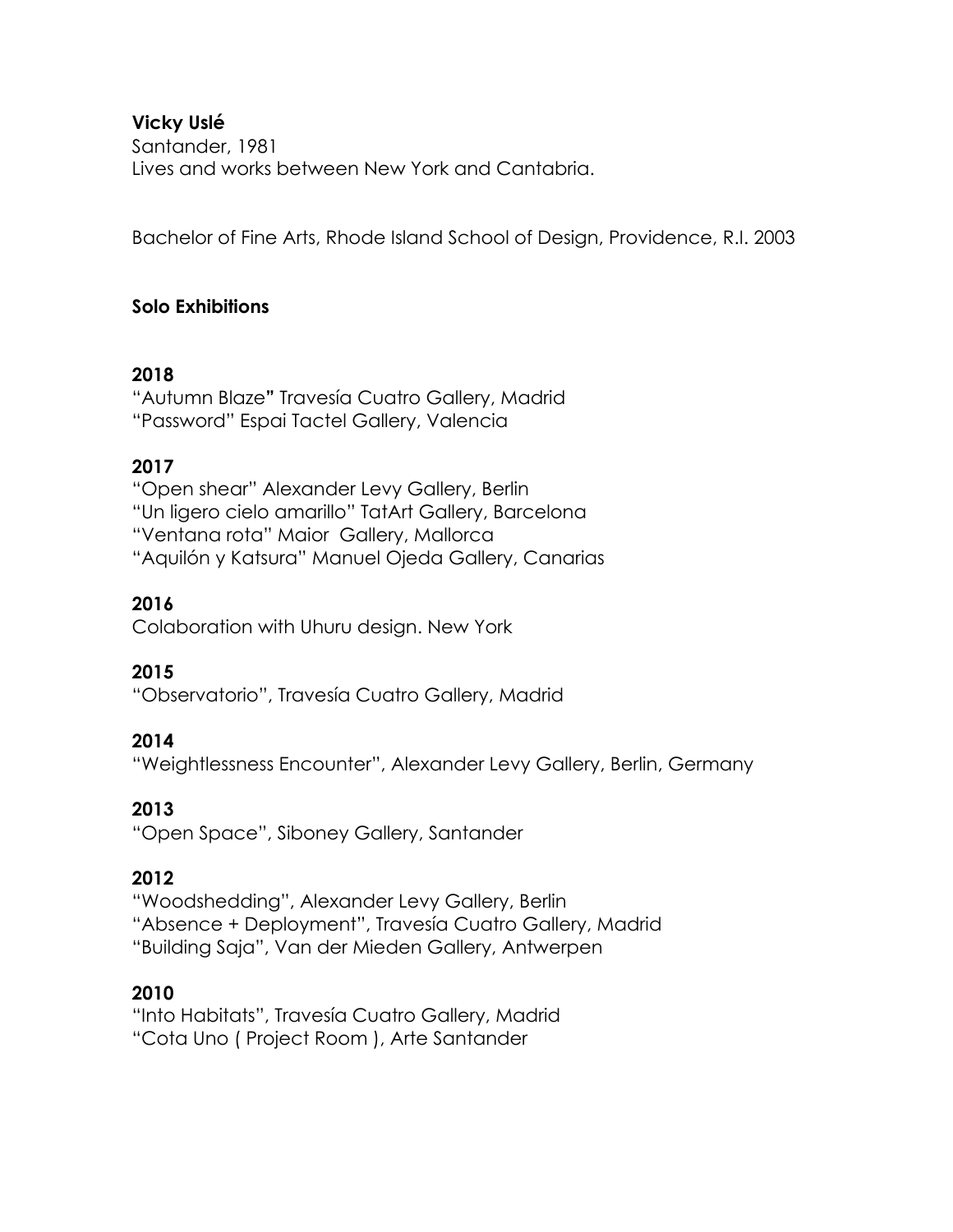**Vicky Uslé**
Santander, 1981
Lives and works between New York and Cantabria.

Bachelor of Fine Arts, Rhode Island School of Design, Providence, R.I. 2003

**Solo Exhibitions**

**2018**
"Autumn Blaze**"** Travesía Cuatro Gallery, Madrid
"Password" Espai Tactel Gallery, Valencia

**2017**
"Open shear" Alexander Levy Gallery, Berlin
"Un ligero cielo amarillo" TatArt Gallery, Barcelona
"Ventana rota" Maior Gallery, Mallorca
"Aquilón y Katsura" Manuel Ojeda Gallery, Canarias

**2016**
Colaboration with Uhuru design. New York

**2015**
"Observatorio", Travesía Cuatro Gallery, Madrid

**2014**
"Weightlessness Encounter", Alexander Levy Gallery, Berlin, Germany

**2013**
"Open Space", Siboney Gallery, Santander

**2012**
"Woodshedding", Alexander Levy Gallery, Berlin
"Absence + Deployment", Travesía Cuatro Gallery, Madrid
"Building Saja", Van der Mieden Gallery, Antwerpen

**2010**
"Into Habitats", Travesía Cuatro Gallery, Madrid
"Cota Uno ( Project Room ), Arte Santander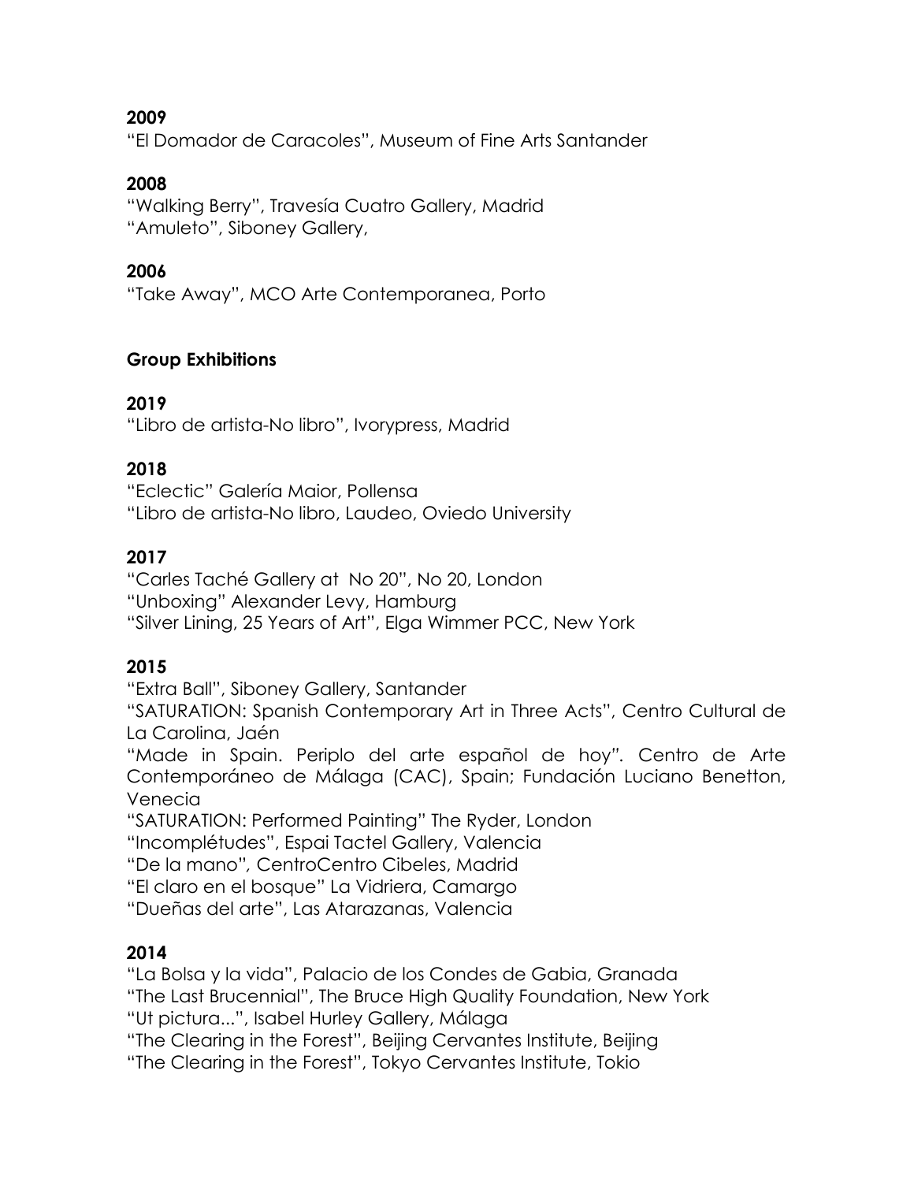**2009**
"El Domador de Caracoles", Museum of Fine Arts Santander

**2008**
"Walking Berry", Travesía Cuatro Gallery, Madrid
"Amuleto", Siboney Gallery,

**2006**
"Take Away", MCO Arte Contemporanea, Porto

**Group Exhibitions**

**2019**
"Libro de artista-No libro", Ivorypress, Madrid

**2018**
"Eclectic" Galería Maior, Pollensa
"Libro de artista-No libro, Laudeo, Oviedo University

**2017**
"Carles Taché Gallery at No 20", No 20, London
"Unboxing" Alexander Levy, Hamburg
"Silver Lining, 25 Years of Art", Elga Wimmer PCC, New York

**2015**
"Extra Ball", Siboney Gallery, Santander
"SATURATION: Spanish Contemporary Art in Three Acts", Centro Cultural de La Carolina, Jaén
"Made in Spain. Periplo del arte español de hoy". Centro de Arte Contemporáneo de Málaga (CAC), Spain; Fundación Luciano Benetton, Venecia
"SATURATION: Performed Painting" The Ryder, London
"Incomplétudes", Espai Tactel Gallery, Valencia
"De la mano", CentroCentro Cibeles, Madrid
"El claro en el bosque" La Vidriera, Camargo
"Dueñas del arte", Las Atarazanas, Valencia

**2014**
"La Bolsa y la vida", Palacio de los Condes de Gabia, Granada
"The Last Brucennial", The Bruce High Quality Foundation, New York
"Ut pictura...", Isabel Hurley Gallery, Málaga
"The Clearing in the Forest", Beijing Cervantes Institute, Beijing
"The Clearing in the Forest", Tokyo Cervantes Institute, Tokio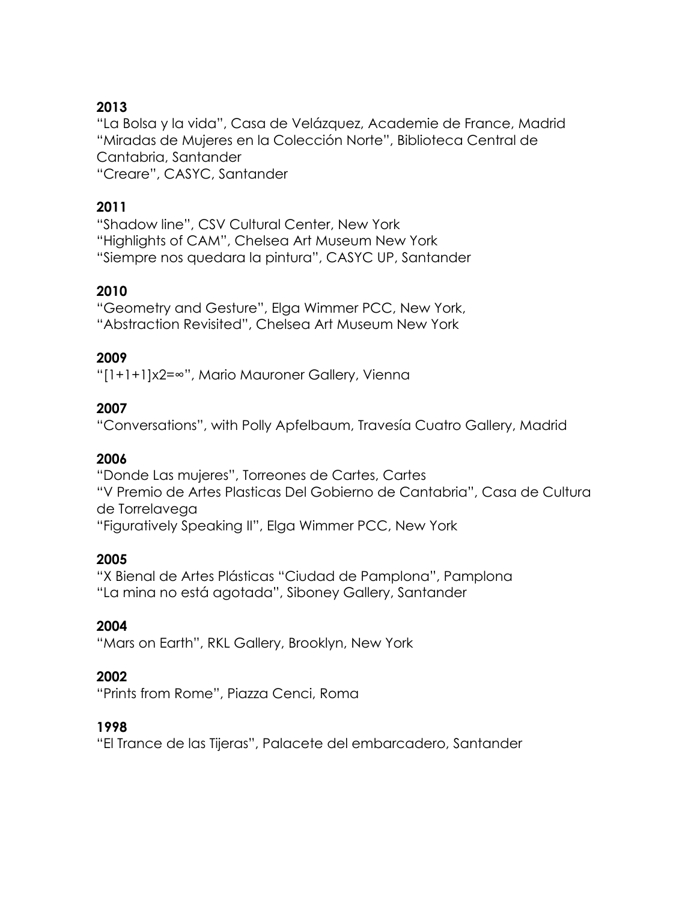**2013**

"La Bolsa y la vida", Casa de Velázquez, Academie de France, Madrid
"Miradas de Mujeres en la Colección Norte", Biblioteca Central de Cantabria, Santander
"Creare", CASYC, Santander

**2011**

"Shadow line", CSV Cultural Center, New York
"Highlights of CAM", Chelsea Art Museum New York
"Siempre nos quedara la pintura", CASYC UP, Santander

**2010**

"Geometry and Gesture", Elga Wimmer PCC, New York,
"Abstraction Revisited", Chelsea Art Museum New York

**2009**

"[1+1+1]x2=∞", Mario Mauroner Gallery, Vienna

**2007**

"Conversations", with Polly Apfelbaum, Travesía Cuatro Gallery, Madrid

**2006**

"Donde Las mujeres", Torreones de Cartes, Cartes
"V Premio de Artes Plasticas Del Gobierno de Cantabria", Casa de Cultura de Torrelavega
"Figuratively Speaking II", Elga Wimmer PCC, New York

**2005**

"X Bienal de Artes Plásticas "Ciudad de Pamplona", Pamplona
"La mina no está agotada", Siboney Gallery, Santander

**2004**

"Mars on Earth", RKL Gallery, Brooklyn, New York

**2002**

"Prints from Rome", Piazza Cenci, Roma

**1998**

"El Trance de las Tijeras", Palacete del embarcadero, Santander